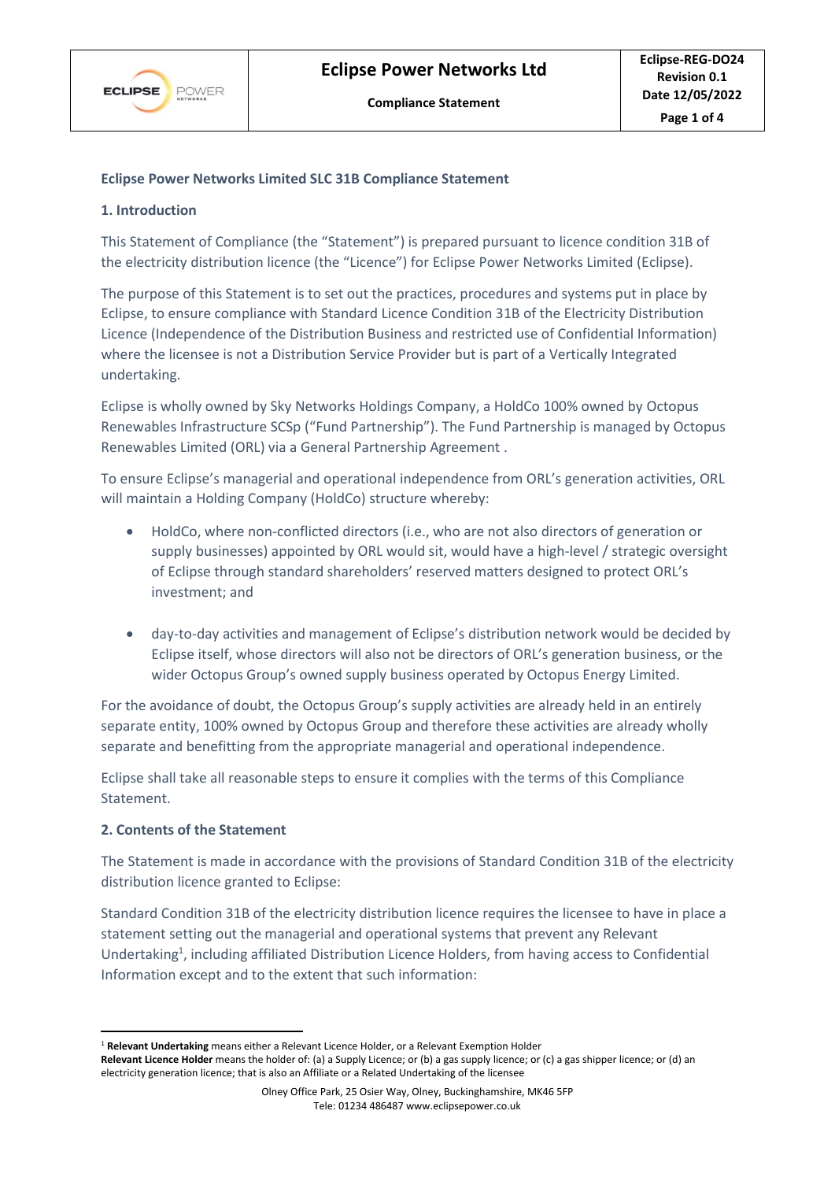**Eclipse Power Networks Limited SLC 31B Compliance Statement**

**1. Introduction**

This Statement of Compliance (the "Statement") is prepared pursuant to licence condition 31B of the electricity distribution licence (the "Licence") for Eclipse Power Networks Limited (Eclipse).

The purpose of this Statement is to set out the practices, procedures and systems put in place by Eclipse, to ensure compliance with Standard Licence Condition 31B of the Electricity Distribution Licence (Independence of the Distribution Business and restricted use of Confidential Information) where the licensee is not a Distribution Service Provider but is part of a Vertically Integrated undertaking.

Eclipse is wholly owned by Sky Networks Holdings Company, a HoldCo 100% owned by Octopus Renewables Infrastructure SCSp ("Fund Partnership"). The Fund Partnership is managed by Octopus Renewables Limited (ORL) via a General Partnership Agreement .

To ensure Eclipse's managerial and operational independence from ORL's generation activities, ORL will maintain a Holding Company (HoldCo) structure whereby:

- HoldCo, where non-conflicted directors (i.e., who are not also directors of generation or supply businesses) appointed by ORL would sit, would have a high-level / strategic oversight of Eclipse through standard shareholders' reserved matters designed to protect ORL's investment; and
- day-to-day activities and management of Eclipse's distribution network would be decided by Eclipse itself, whose directors will also not be directors of ORL's generation business, or the wider Octopus Group's owned supply business operated by Octopus Energy Limited.

For the avoidance of doubt, the Octopus Group's supply activities are already held in an entirely separate entity, 100% owned by Octopus Group and therefore these activities are already wholly separate and benefitting from the appropriate managerial and operational independence.

Eclipse shall take all reasonable steps to ensure it complies with the terms of this Compliance Statement.

**2. Contents of the Statement**

The Statement is made in accordance with the provisions of Standard Condition 31B of the electricity distribution licence granted to Eclipse:

Standard Condition 31B of the electricity distribution licence requires the licensee to have in place a statement setting out the managerial and operational systems that prevent any Relevant Undertaking[1], including affiliated Distribution Licence Holders, from having access to Confidential Information except and to the extent that such information:

---

[1] **Relevant Undertaking** means either a Relevant Licence Holder, or a Relevant Exemption Holder
**Relevant Licence Holder** means the holder of: (a) a Supply Licence; or (b) a gas supply licence; or (c) a gas shipper licence; or (d) an electricity generation licence; that is also an Affiliate or a Related Undertaking of the licensee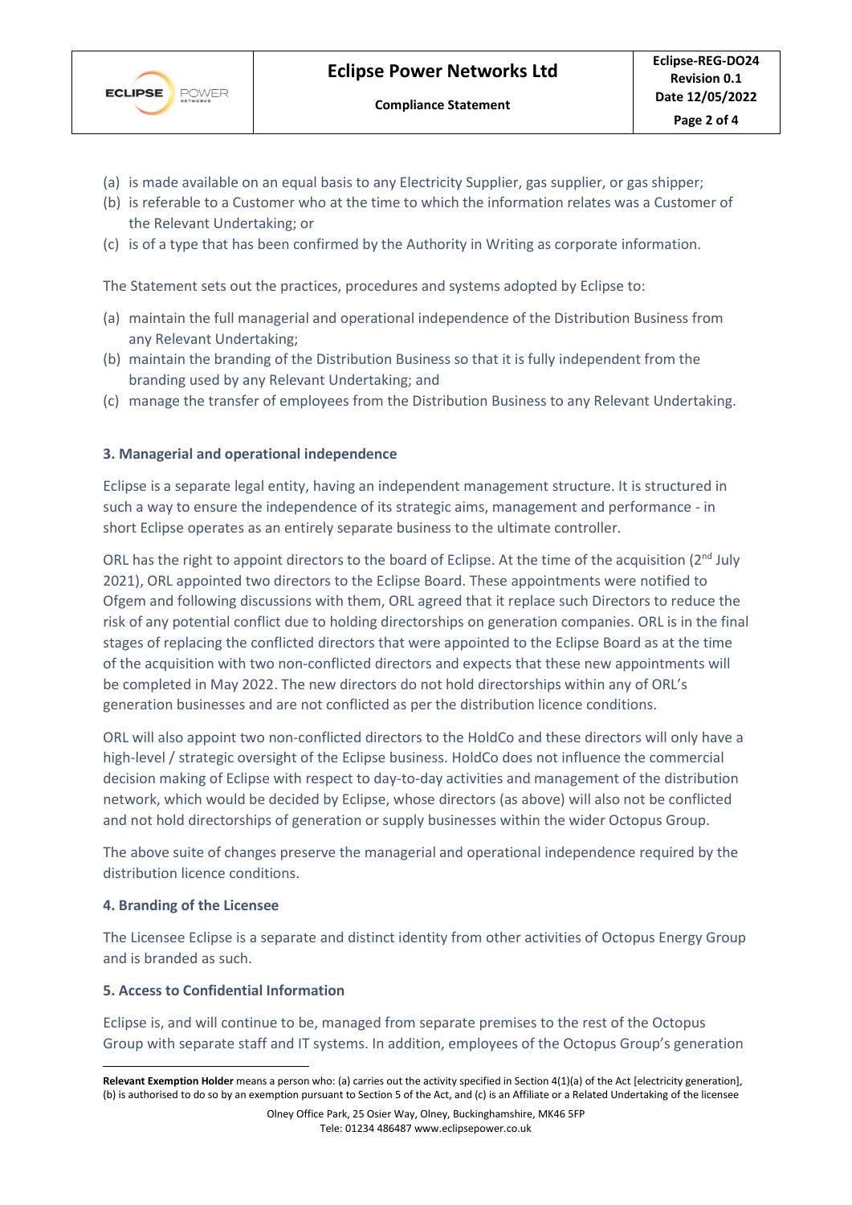(a) is made available on an equal basis to any Electricity Supplier, gas supplier, or gas shipper;
(b) is referable to a Customer who at the time to which the information relates was a Customer of the Relevant Undertaking; or
(c) is of a type that has been confirmed by the Authority in Writing as corporate information.

The Statement sets out the practices, procedures and systems adopted by Eclipse to:

(a) maintain the full managerial and operational independence of the Distribution Business from any Relevant Undertaking;
(b) maintain the branding of the Distribution Business so that it is fully independent from the branding used by any Relevant Undertaking; and
(c) manage the transfer of employees from the Distribution Business to any Relevant Undertaking.

### 3. Managerial and operational independence

Eclipse is a separate legal entity, having an independent management structure. It is structured in such a way to ensure the independence of its strategic aims, management and performance - in short Eclipse operates as an entirely separate business to the ultimate controller.

ORL has the right to appoint directors to the board of Eclipse. At the time of the acquisition (2nd July 2021), ORL appointed two directors to the Eclipse Board. These appointments were notified to Ofgem and following discussions with them, ORL agreed that it replace such Directors to reduce the risk of any potential conflict due to holding directorships on generation companies. ORL is in the final stages of replacing the conflicted directors that were appointed to the Eclipse Board as at the time of the acquisition with two non-conflicted directors and expects that these new appointments will be completed in May 2022. The new directors do not hold directorships within any of ORL's generation businesses and are not conflicted as per the distribution licence conditions.

ORL will also appoint two non-conflicted directors to the HoldCo and these directors will only have a high-level / strategic oversight of the Eclipse business. HoldCo does not influence the commercial decision making of Eclipse with respect to day-to-day activities and management of the distribution network, which would be decided by Eclipse, whose directors (as above) will also not be conflicted and not hold directorships of generation or supply businesses within the wider Octopus Group.

The above suite of changes preserve the managerial and operational independence required by the distribution licence conditions.

### 4. Branding of the Licensee

The Licensee Eclipse is a separate and distinct identity from other activities of Octopus Energy Group and is branded as such.

### 5. Access to Confidential Information

Eclipse is, and will continue to be, managed from separate premises to the rest of the Octopus Group with separate staff and IT systems. In addition, employees of the Octopus Group's generation

---

**Relevant Exemption Holder** means a person who: (a) carries out the activity specified in Section 4(1)(a) of the Act [electricity generation], (b) is authorised to do so by an exemption pursuant to Section 5 of the Act, and (c) is an Affiliate or a Related Undertaking of the licensee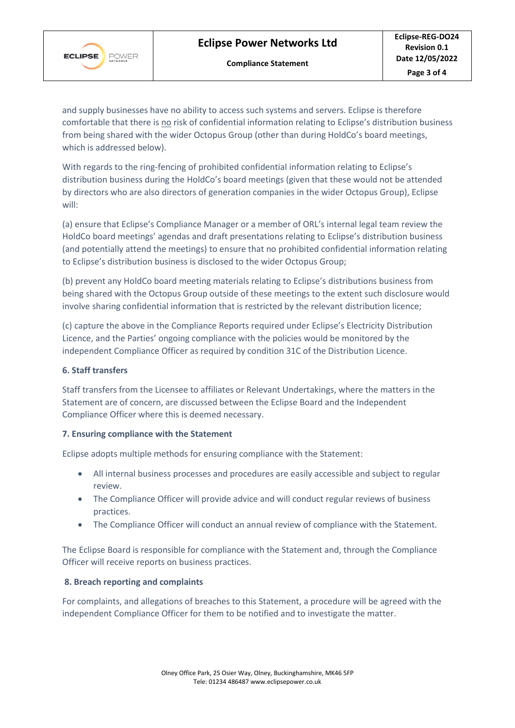and supply businesses have no ability to access such systems and servers. Eclipse is therefore comfortable that there is no risk of confidential information relating to Eclipse's distribution business from being shared with the wider Octopus Group (other than during HoldCo's board meetings, which is addressed below).

With regards to the ring-fencing of prohibited confidential information relating to Eclipse's distribution business during the HoldCo's board meetings (given that these would not be attended by directors who are also directors of generation companies in the wider Octopus Group), Eclipse will:

(a) ensure that Eclipse's Compliance Manager or a member of ORL's internal legal team review the HoldCo board meetings' agendas and draft presentations relating to Eclipse's distribution business (and potentially attend the meetings) to ensure that no prohibited confidential information relating to Eclipse's distribution business is disclosed to the wider Octopus Group;

(b) prevent any HoldCo board meeting materials relating to Eclipse's distributions business from being shared with the Octopus Group outside of these meetings to the extent such disclosure would involve sharing confidential information that is restricted by the relevant distribution licence;

(c) capture the above in the Compliance Reports required under Eclipse's Electricity Distribution Licence, and the Parties' ongoing compliance with the policies would be monitored by the independent Compliance Officer as required by condition 31C of the Distribution Licence.

**6. Staff transfers**

Staff transfers from the Licensee to affiliates or Relevant Undertakings, where the matters in the Statement are of concern, are discussed between the Eclipse Board and the Independent Compliance Officer where this is deemed necessary.

**7. Ensuring compliance with the Statement**

Eclipse adopts multiple methods for ensuring compliance with the Statement:

- All internal business processes and procedures are easily accessible and subject to regular review.
- The Compliance Officer will provide advice and will conduct regular reviews of business practices.
- The Compliance Officer will conduct an annual review of compliance with the Statement.

The Eclipse Board is responsible for compliance with the Statement and, through the Compliance Officer will receive reports on business practices.

**8. Breach reporting and complaints**

For complaints, and allegations of breaches to this Statement, a procedure will be agreed with the independent Compliance Officer for them to be notified and to investigate the matter.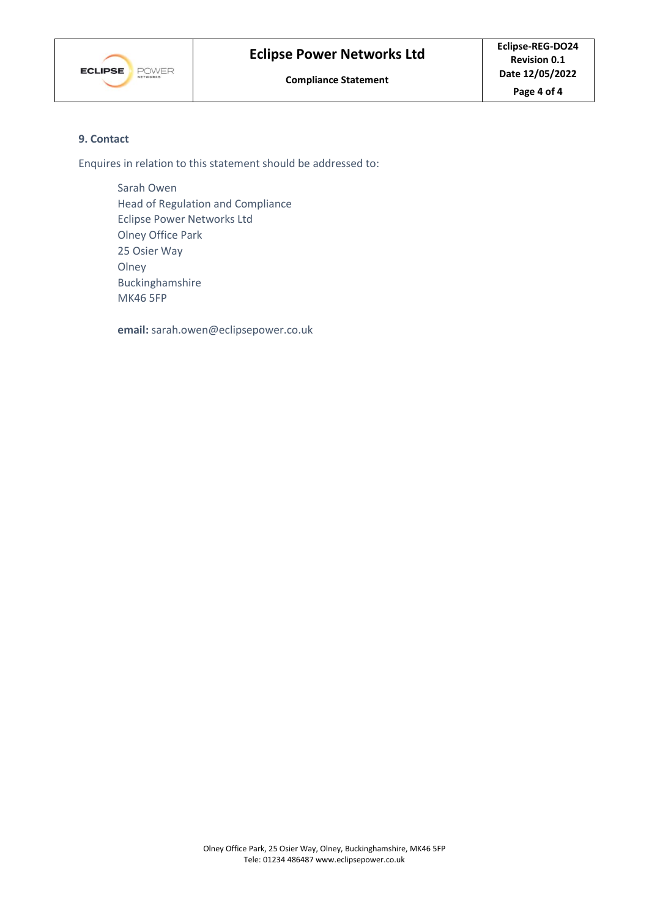### 9. Contact

Enquires in relation to this statement should be addressed to:

Sarah Owen
Head of Regulation and Compliance
Eclipse Power Networks Ltd
Olney Office Park
25 Osier Way
Olney
Buckinghamshire
MK46 5FP

**email:** sarah.owen@eclipsepower.co.uk